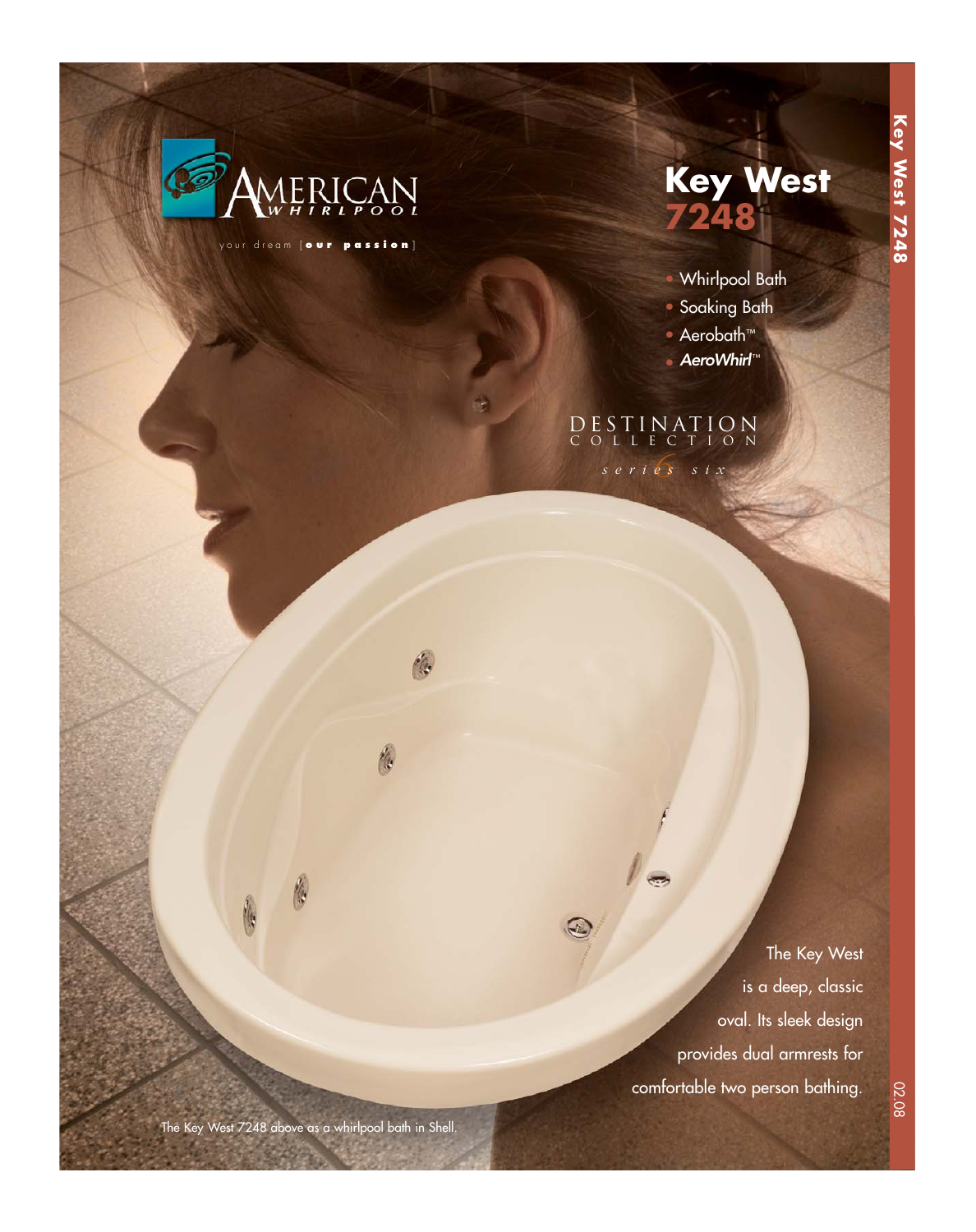AMERICAN WHIRLPOOL

your dream [**our passion**]

# Key West 7248

- Whirlpool Bath
- Soaking Bath
- Aerobath™
- ***AeroWhirl***™

DESTINATION COLLECTION

*series six*

The Key West is a deep, classic oval. Its sleek design provides dual armrests for comfortable two person bathing.

The Key West 7248 above as a whirlpool bath in Shell.

02.08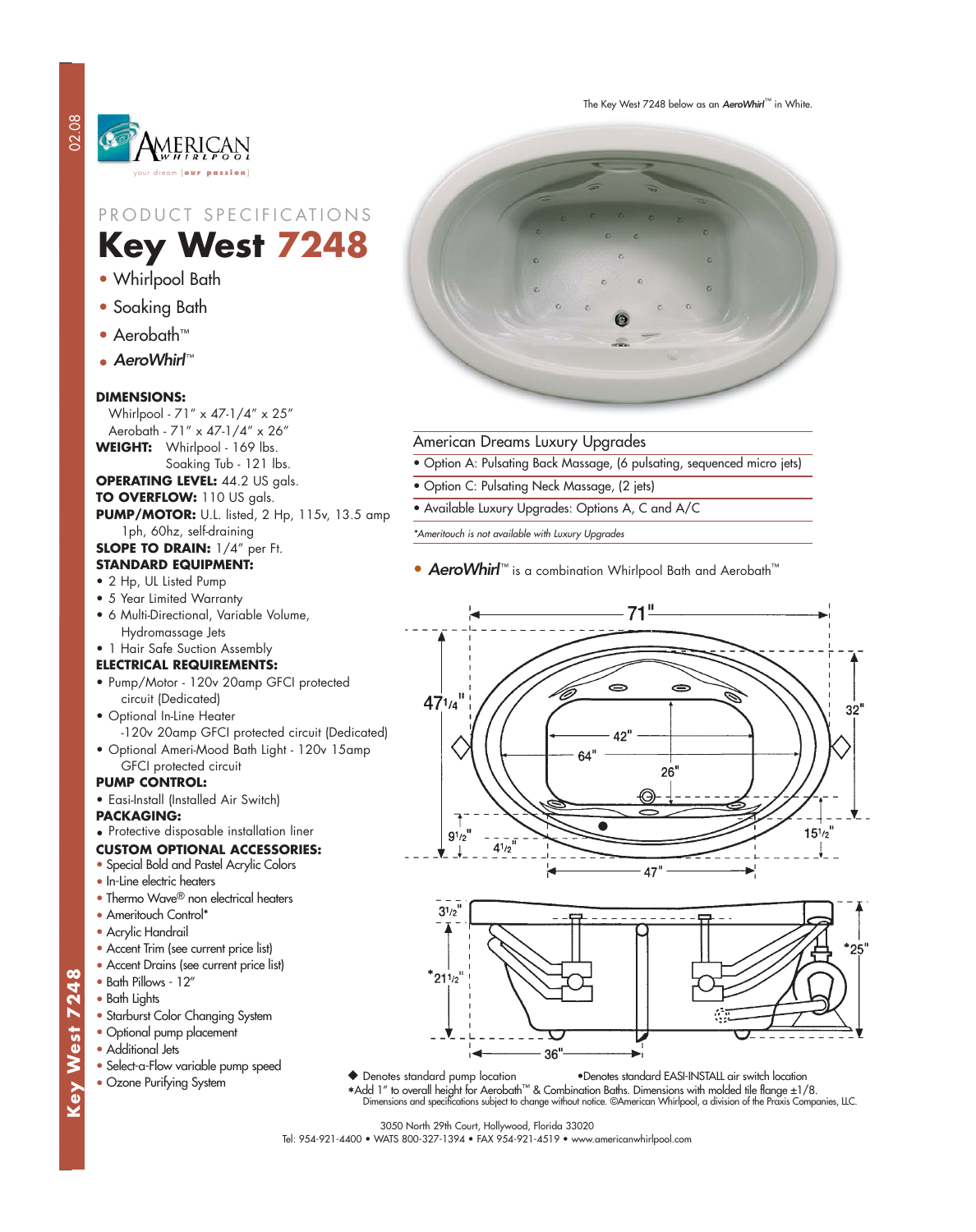PRODUCT SPECIFICATIONS

# Key West 7248

- Whirlpool Bath
- Soaking Bath
- Aerobath™
- *AeroWhirl*™

**DIMENSIONS:**
Whirlpool - 71" x 47-1/4" x 25"
Aerobath - 71" x 47-1/4" x 26"
**WEIGHT:** Whirlpool - 169 lbs.
Soaking Tub - 121 lbs.
**OPERATING LEVEL:** 44.2 US gals.
**TO OVERFLOW:** 110 US gals.
**PUMP/MOTOR:** U.L. listed, 2 Hp, 115v, 13.5 amp 1ph, 60hz, self-draining
**SLOPE TO DRAIN:** 1/4" per Ft.
**STANDARD EQUIPMENT:**
- 2 Hp, UL Listed Pump
- 5 Year Limited Warranty
- 6 Multi-Directional, Variable Volume, Hydromassage Jets
- 1 Hair Safe Suction Assembly

**ELECTRICAL REQUIREMENTS:**
- Pump/Motor - 120v 20amp GFCI protected circuit (Dedicated)
- Optional In-Line Heater -120v 20amp GFCI protected circuit (Dedicated)
- Optional Ameri-Mood Bath Light - 120v 15amp GFCI protected circuit

**PUMP CONTROL:**
- Easi-Install (Installed Air Switch)

**PACKAGING:**
- Protective disposable installation liner

**CUSTOM OPTIONAL ACCESSORIES:**
- Special Bold and Pastel Acrylic Colors
- In-Line electric heaters
- Thermo Wave® non electrical heaters
- Ameritouch Control*
- Acrylic Handrail
- Accent Trim (see current price list)
- Accent Drains (see current price list)
- Bath Pillows - 12"
- Bath Lights
- Starburst Color Changing System
- Optional pump placement
- Additional Jets
- Select-a-Flow variable pump speed
- Ozone Purifying System

The Key West 7248 below as an *AeroWhirl*™ in White.

## American Dreams Luxury Upgrades

- Option A: Pulsating Back Massage, (6 pulsating, sequenced micro jets)
- Option C: Pulsating Neck Massage, (2 jets)
- Available Luxury Upgrades: Options A, C and A/C

*\*Ameritouch is not available with Luxury Upgrades*

- *AeroWhirl*™ is a combination Whirlpool Bath and Aerobath™

71"
47 1/4"
32"
42"
64"
26"
9 1/2"
4 1/2"
15 1/2"
47"
3 1/2"
*25"
*21 1/2"
36"

◆ Denotes standard pump location •Denotes standard EASI-INSTALL air switch location
*Add 1" to overall height for Aerobath™ & Combination Baths. Dimensions with molded tile flange ±1/8.
Dimensions and specifications subject to change without notice. ©American Whirlpool, a division of the Praxis Companies, LLC.

3050 North 29th Court, Hollywood, Florida 33020
Tel: 954-921-4400 • WATS 800-327-1394 • FAX 954-921-4519 • www.americanwhirlpool.com